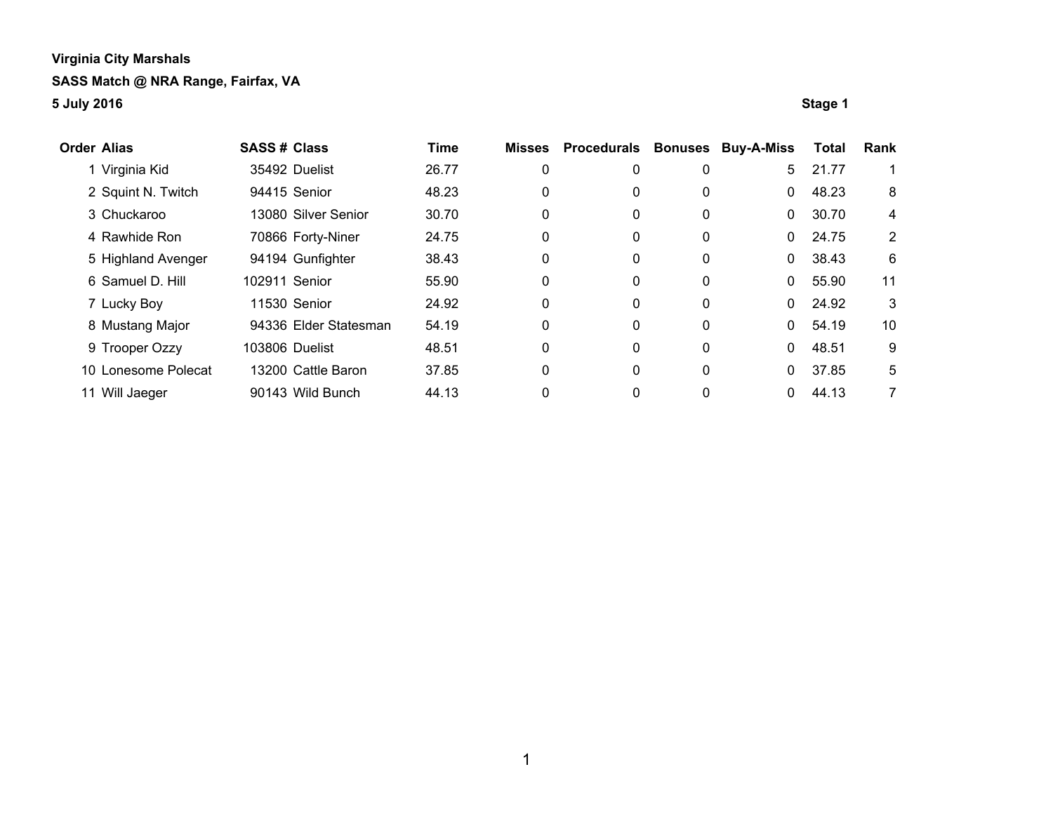**Virginia City Marshals**

**SASS Match @ NRA Range, Fairfax, VA**

**5 July 2016**

**Stage 1**

| Order | Alias | SASS # | Class | Time | Misses | Procedurals | Bonuses | Buy-A-Miss | Total | Rank |
|---|---|---|---|---|---|---|---|---|---|---|
| 1 | Virginia Kid | 35492 | Duelist | 26.77 | 0 | 0 | 0 | 5 | 21.77 | 1 |
| 2 | Squint N. Twitch | 94415 | Senior | 48.23 | 0 | 0 | 0 | 0 | 48.23 | 8 |
| 3 | Chuckaroo | 13080 | Silver Senior | 30.70 | 0 | 0 | 0 | 0 | 30.70 | 4 |
| 4 | Rawhide Ron | 70866 | Forty-Niner | 24.75 | 0 | 0 | 0 | 0 | 24.75 | 2 |
| 5 | Highland Avenger | 94194 | Gunfighter | 38.43 | 0 | 0 | 0 | 0 | 38.43 | 6 |
| 6 | Samuel D. Hill | 102911 | Senior | 55.90 | 0 | 0 | 0 | 0 | 55.90 | 11 |
| 7 | Lucky Boy | 11530 | Senior | 24.92 | 0 | 0 | 0 | 0 | 24.92 | 3 |
| 8 | Mustang Major | 94336 | Elder Statesman | 54.19 | 0 | 0 | 0 | 0 | 54.19 | 10 |
| 9 | Trooper Ozzy | 103806 | Duelist | 48.51 | 0 | 0 | 0 | 0 | 48.51 | 9 |
| 10 | Lonesome Polecat | 13200 | Cattle Baron | 37.85 | 0 | 0 | 0 | 0 | 37.85 | 5 |
| 11 | Will Jaeger | 90143 | Wild Bunch | 44.13 | 0 | 0 | 0 | 0 | 44.13 | 7 |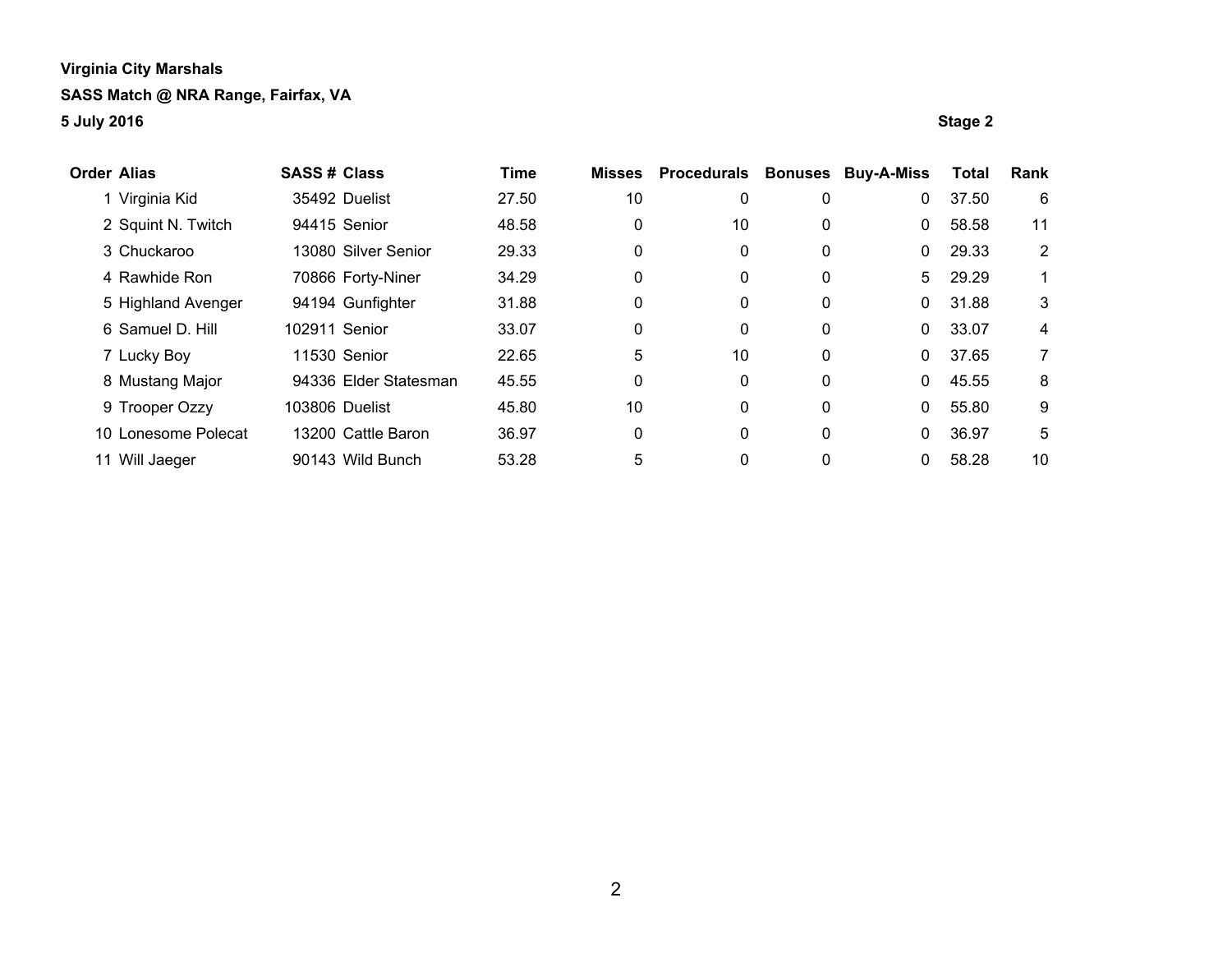**Virginia City Marshals**

**SASS Match @ NRA Range, Fairfax, VA**

**5 July 2016**

**Stage 2**

| Order | Alias | SASS # | Class | Time | Misses | Procedurals | Bonuses | Buy-A-Miss | Total | Rank |
|---|---|---|---|---|---|---|---|---|---|---|
| 1 | Virginia Kid | 35492 | Duelist | 27.50 | 10 | 0 | 0 | 0 | 37.50 | 6 |
| 2 | Squint N. Twitch | 94415 | Senior | 48.58 | 0 | 10 | 0 | 0 | 58.58 | 11 |
| 3 | Chuckaroo | 13080 | Silver Senior | 29.33 | 0 | 0 | 0 | 0 | 29.33 | 2 |
| 4 | Rawhide Ron | 70866 | Forty-Niner | 34.29 | 0 | 0 | 0 | 5 | 29.29 | 1 |
| 5 | Highland Avenger | 94194 | Gunfighter | 31.88 | 0 | 0 | 0 | 0 | 31.88 | 3 |
| 6 | Samuel D. Hill | 102911 | Senior | 33.07 | 0 | 0 | 0 | 0 | 33.07 | 4 |
| 7 | Lucky Boy | 11530 | Senior | 22.65 | 5 | 10 | 0 | 0 | 37.65 | 7 |
| 8 | Mustang Major | 94336 | Elder Statesman | 45.55 | 0 | 0 | 0 | 0 | 45.55 | 8 |
| 9 | Trooper Ozzy | 103806 | Duelist | 45.80 | 10 | 0 | 0 | 0 | 55.80 | 9 |
| 10 | Lonesome Polecat | 13200 | Cattle Baron | 36.97 | 0 | 0 | 0 | 0 | 36.97 | 5 |
| 11 | Will Jaeger | 90143 | Wild Bunch | 53.28 | 5 | 0 | 0 | 0 | 58.28 | 10 |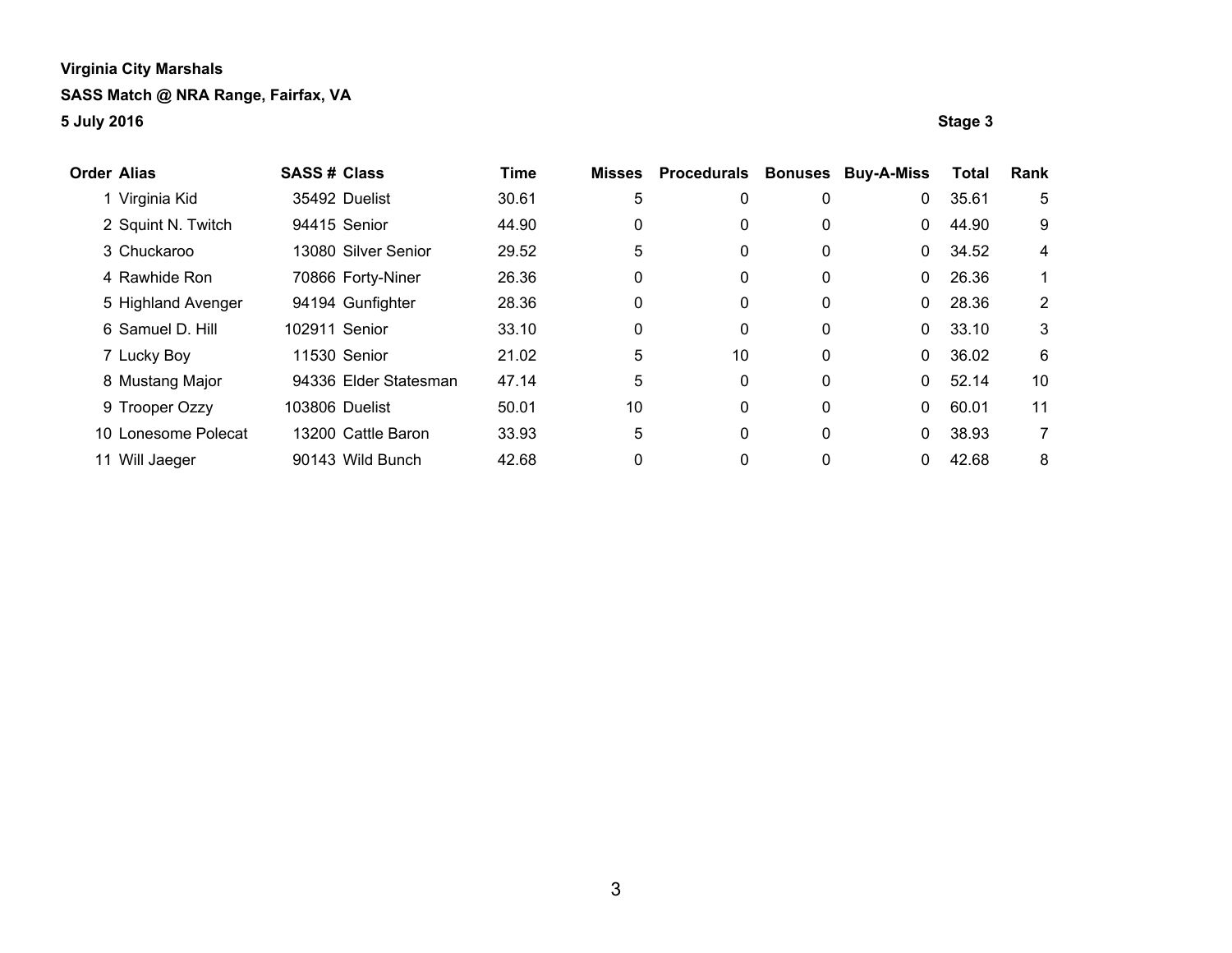**Virginia City Marshals**

**SASS Match @ NRA Range, Fairfax, VA**

**5 July 2016**

**Stage 3**

| Order | Alias | SASS # | Class | Time | Misses | Procedurals | Bonuses | Buy-A-Miss | Total | Rank |
|---|---|---|---|---|---|---|---|---|---|---|
| 1 | Virginia Kid | 35492 | Duelist | 30.61 | 5 | 0 | 0 | 0 | 35.61 | 5 |
| 2 | Squint N. Twitch | 94415 | Senior | 44.90 | 0 | 0 | 0 | 0 | 44.90 | 9 |
| 3 | Chuckaroo | 13080 | Silver Senior | 29.52 | 5 | 0 | 0 | 0 | 34.52 | 4 |
| 4 | Rawhide Ron | 70866 | Forty-Niner | 26.36 | 0 | 0 | 0 | 0 | 26.36 | 1 |
| 5 | Highland Avenger | 94194 | Gunfighter | 28.36 | 0 | 0 | 0 | 0 | 28.36 | 2 |
| 6 | Samuel D. Hill | 102911 | Senior | 33.10 | 0 | 0 | 0 | 0 | 33.10 | 3 |
| 7 | Lucky Boy | 11530 | Senior | 21.02 | 5 | 10 | 0 | 0 | 36.02 | 6 |
| 8 | Mustang Major | 94336 | Elder Statesman | 47.14 | 5 | 0 | 0 | 0 | 52.14 | 10 |
| 9 | Trooper Ozzy | 103806 | Duelist | 50.01 | 10 | 0 | 0 | 0 | 60.01 | 11 |
| 10 | Lonesome Polecat | 13200 | Cattle Baron | 33.93 | 5 | 0 | 0 | 0 | 38.93 | 7 |
| 11 | Will Jaeger | 90143 | Wild Bunch | 42.68 | 0 | 0 | 0 | 0 | 42.68 | 8 |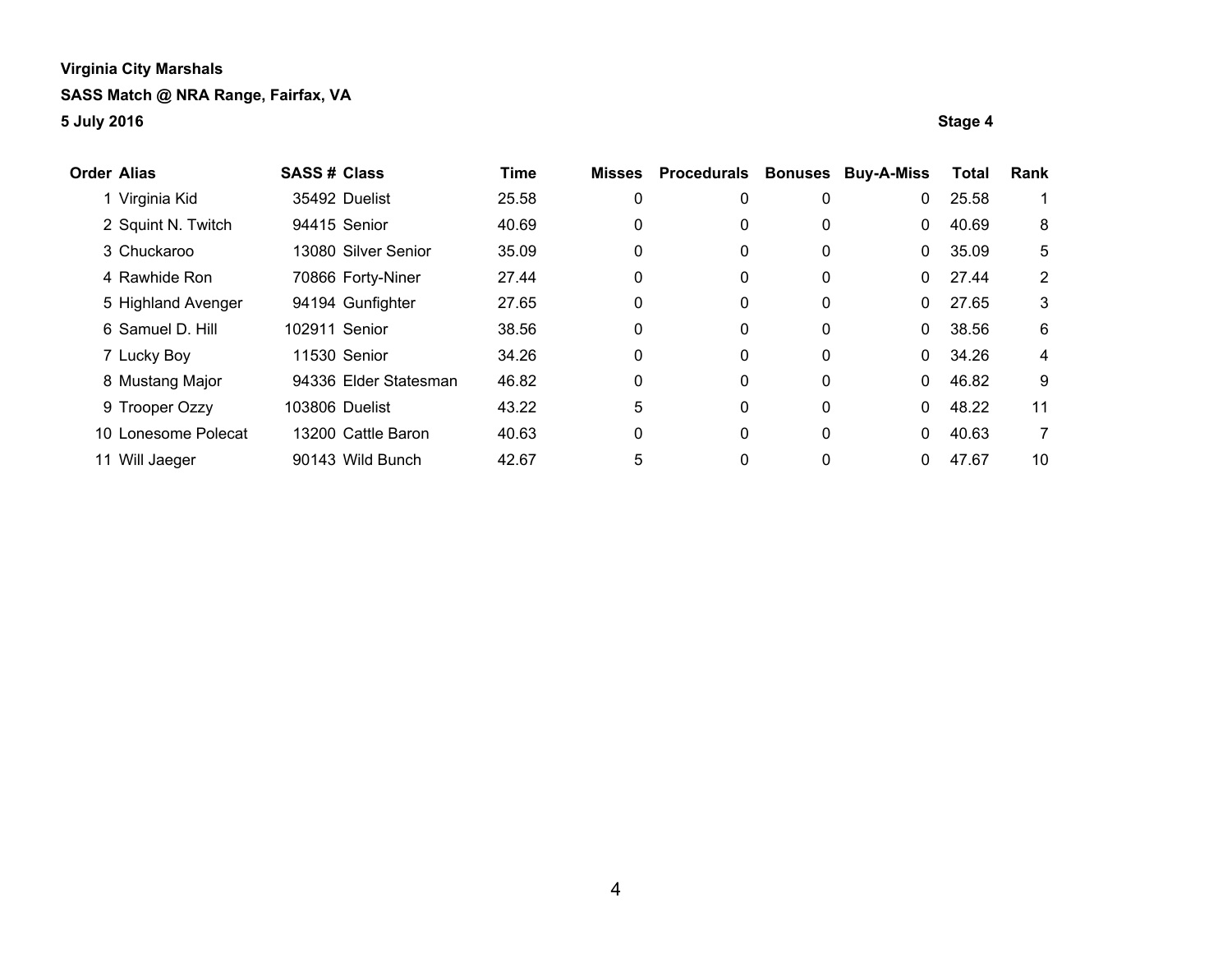**Virginia City Marshals**

**SASS Match @ NRA Range, Fairfax, VA**

**5 July 2016**

**Stage 4**

| Order | Alias | SASS # | Class | Time | Misses | Procedurals | Bonuses | Buy-A-Miss | Total | Rank |
|---|---|---|---|---|---|---|---|---|---|---|
| 1 | Virginia Kid | 35492 | Duelist | 25.58 | 0 | 0 | 0 | 0 | 25.58 | 1 |
| 2 | Squint N. Twitch | 94415 | Senior | 40.69 | 0 | 0 | 0 | 0 | 40.69 | 8 |
| 3 | Chuckaroo | 13080 | Silver Senior | 35.09 | 0 | 0 | 0 | 0 | 35.09 | 5 |
| 4 | Rawhide Ron | 70866 | Forty-Niner | 27.44 | 0 | 0 | 0 | 0 | 27.44 | 2 |
| 5 | Highland Avenger | 94194 | Gunfighter | 27.65 | 0 | 0 | 0 | 0 | 27.65 | 3 |
| 6 | Samuel D. Hill | 102911 | Senior | 38.56 | 0 | 0 | 0 | 0 | 38.56 | 6 |
| 7 | Lucky Boy | 11530 | Senior | 34.26 | 0 | 0 | 0 | 0 | 34.26 | 4 |
| 8 | Mustang Major | 94336 | Elder Statesman | 46.82 | 0 | 0 | 0 | 0 | 46.82 | 9 |
| 9 | Trooper Ozzy | 103806 | Duelist | 43.22 | 5 | 0 | 0 | 0 | 48.22 | 11 |
| 10 | Lonesome Polecat | 13200 | Cattle Baron | 40.63 | 0 | 0 | 0 | 0 | 40.63 | 7 |
| 11 | Will Jaeger | 90143 | Wild Bunch | 42.67 | 5 | 0 | 0 | 0 | 47.67 | 10 |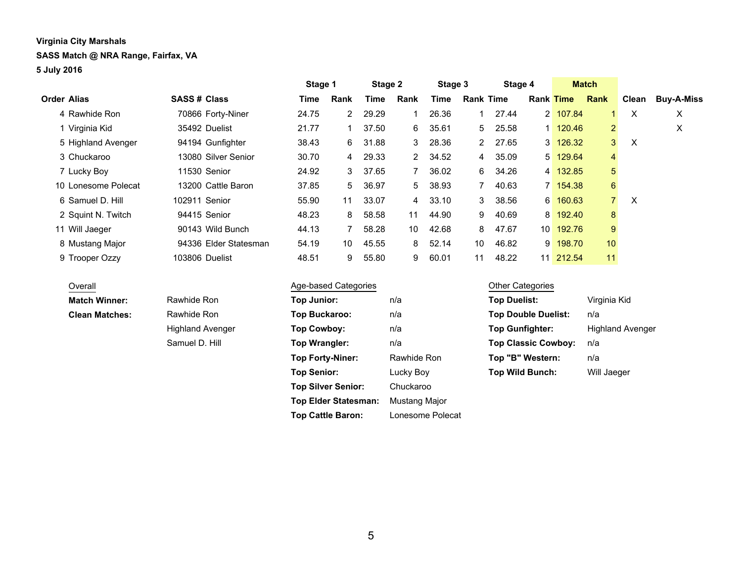**Virginia City Marshals**
**SASS Match @ NRA Range, Fairfax, VA**
**5 July 2016**

| | | | | Stage 1 | | Stage 2 | | Stage 3 | | Stage 4 | | Match | | | |
|---|---|---|---|---|---|---|---|---|---|---|---|---|---|---|---|
| **Order** | **Alias** | **SASS #** | **Class** | **Time** | **Rank** | **Time** | **Rank** | **Time** | **Rank** | **Time** | **Rank** | **Time** | **Rank** | **Clean** | **Buy-A-Miss** |
| 4 | Rawhide Ron | 70866 | Forty-Niner | 24.75 | 2 | 29.29 | 1 | 26.36 | 1 | 27.44 | 2 | 107.84 | 1 | X | X |
| 1 | Virginia Kid | 35492 | Duelist | 21.77 | 1 | 37.50 | 6 | 35.61 | 5 | 25.58 | 1 | 120.46 | 2 | | X |
| 5 | Highland Avenger | 94194 | Gunfighter | 38.43 | 6 | 31.88 | 3 | 28.36 | 2 | 27.65 | 3 | 126.32 | 3 | X | |
| 3 | Chuckaroo | 13080 | Silver Senior | 30.70 | 4 | 29.33 | 2 | 34.52 | 4 | 35.09 | 5 | 129.64 | 4 | | |
| 7 | Lucky Boy | 11530 | Senior | 24.92 | 3 | 37.65 | 7 | 36.02 | 6 | 34.26 | 4 | 132.85 | 5 | | |
| 10 | Lonesome Polecat | 13200 | Cattle Baron | 37.85 | 5 | 36.97 | 5 | 38.93 | 7 | 40.63 | 7 | 154.38 | 6 | | |
| 6 | Samuel D. Hill | 102911 | Senior | 55.90 | 11 | 33.07 | 4 | 33.10 | 3 | 38.56 | 6 | 160.63 | 7 | X | |
| 2 | Squint N. Twitch | 94415 | Senior | 48.23 | 8 | 58.58 | 11 | 44.90 | 9 | 40.69 | 8 | 192.40 | 8 | | |
| 11 | Will Jaeger | 90143 | Wild Bunch | 44.13 | 7 | 58.28 | 10 | 42.68 | 8 | 47.67 | 10 | 192.76 | 9 | | |
| 8 | Mustang Major | 94336 | Elder Statesman | 54.19 | 10 | 45.55 | 8 | 52.14 | 10 | 46.82 | 9 | 198.70 | 10 | | |
| 9 | Trooper Ozzy | 103806 | Duelist | 48.51 | 9 | 55.80 | 9 | 60.01 | 11 | 48.22 | 11 | 212.54 | 11 | | |

Overall

| | |
|---|---|
| **Match Winner:** | Rawhide Ron |
| **Clean Matches:** | Rawhide Ron |
| | Highland Avenger |
| | Samuel D. Hill |

Age-based Categories

| | |
|---|---|
| **Top Junior:** | n/a |
| **Top Buckaroo:** | n/a |
| **Top Cowboy:** | n/a |
| **Top Wrangler:** | n/a |
| **Top Forty-Niner:** | Rawhide Ron |
| **Top Senior:** | Lucky Boy |
| **Top Silver Senior:** | Chuckaroo |
| **Top Elder Statesman:** | Mustang Major |
| **Top Cattle Baron:** | Lonesome Polecat |

Other Categories

| | |
|---|---|
| **Top Duelist:** | Virginia Kid |
| **Top Double Duelist:** | n/a |
| **Top Gunfighter:** | Highland Avenger |
| **Top Classic Cowboy:** | n/a |
| **Top "B" Western:** | n/a |
| **Top Wild Bunch:** | Will Jaeger |